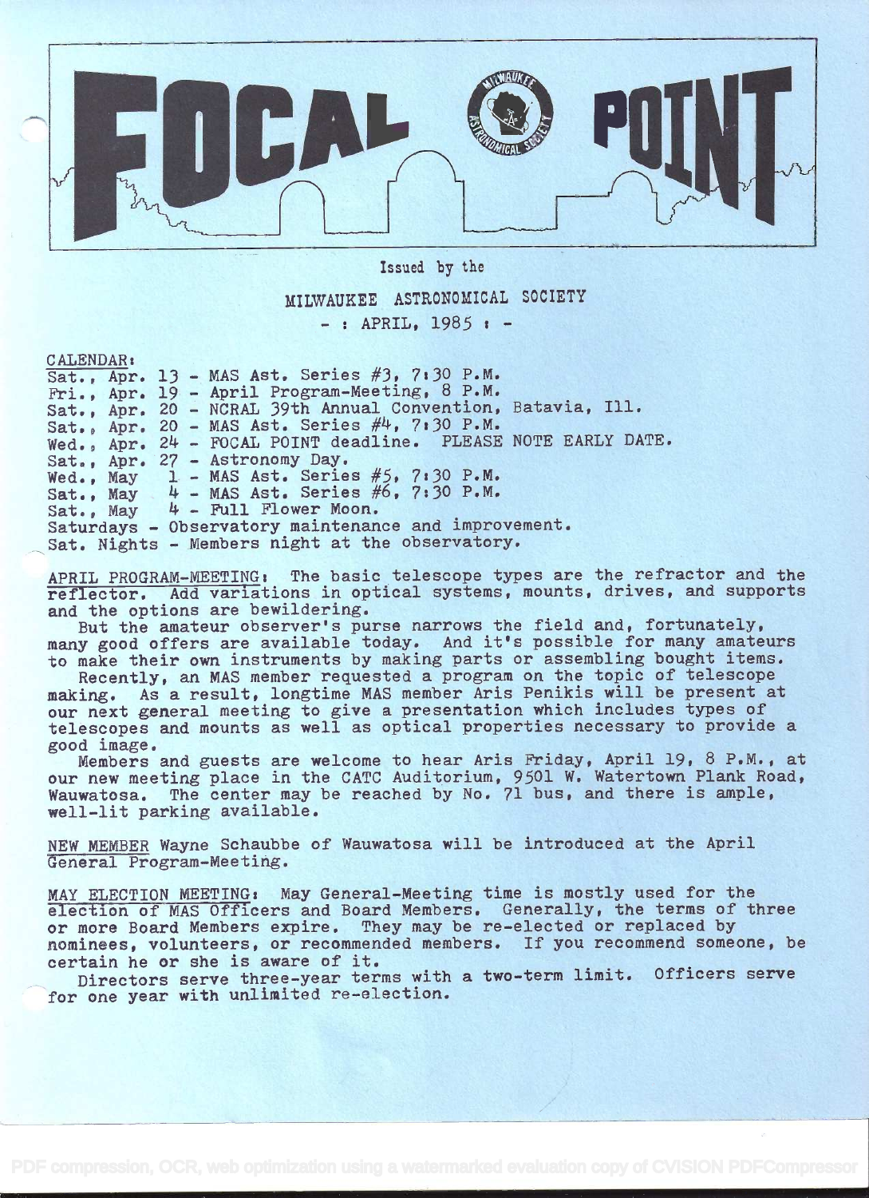# FOCAL POINT

Issued by the

MILWAUKEE ASTRONOMICAL SOCIETY

- : APRIL, 1985 : -

CALENDAR:

Sat., Apr. 13 - MAS Ast. Series #3, 7:30 P.M.
Fri., Apr. 19 - April Program-Meeting, 8 P.M.
Sat., Apr. 20 - NCRAL 39th Annual Convention, Batavia, Ill.
Sat., Apr. 20 - MAS Ast. Series #4, 7:30 P.M.
Wed., Apr. 24 - FOCAL POINT deadline. PLEASE NOTE EARLY DATE.
Sat., Apr. 27 - Astronomy Day.
Wed., May 1 - MAS Ast. Series #5, 7:30 P.M.
Sat., May 4 - MAS Ast. Series #6, 7:30 P.M.
Sat., May 4 - Full Flower Moon.
Saturdays - Observatory maintenance and improvement.
Sat. Nights - Members night at the observatory.

APRIL PROGRAM-MEETING: The basic telescope types are the refractor and the reflector. Add variations in optical systems, mounts, drives, and supports and the options are bewildering.

But the amateur observer's purse narrows the field and, fortunately, many good offers are available today. And it's possible for many amateurs to make their own instruments by making parts or assembling bought items.

Recently, an MAS member requested a program on the topic of telescope making. As a result, longtime MAS member Aris Penikis will be present at our next general meeting to give a presentation which includes types of telescopes and mounts as well as optical properties necessary to provide a good image.

Members and guests are welcome to hear Aris Friday, April 19, 8 P.M., at our new meeting place in the CATC Auditorium, 9501 W. Watertown Plank Road, Wauwatosa. The center may be reached by No. 71 bus, and there is ample, well-lit parking available.

NEW MEMBER Wayne Schaubbe of Wauwatosa will be introduced at the April General Program-Meeting.

MAY ELECTION MEETING: May General-Meeting time is mostly used for the election of MAS Officers and Board Members. Generally, the terms of three or more Board Members expire. They may be re-elected or replaced by nominees, volunteers, or recommended members. If you recommend someone, be certain he or she is aware of it.

Directors serve three-year terms with a two-term limit. Officers serve for one year with unlimited re-election.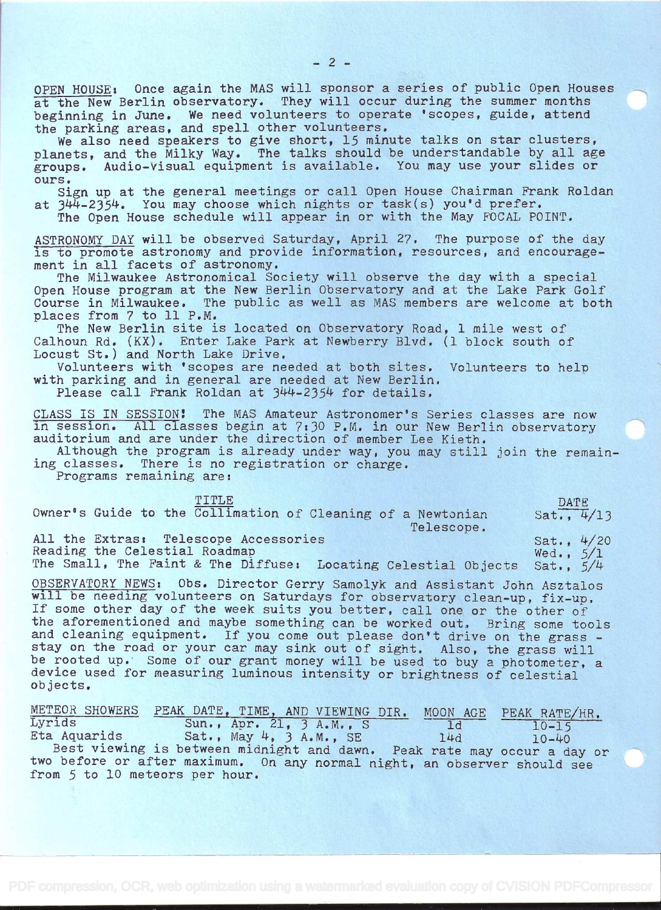OPEN HOUSE: Once again the MAS will sponsor a series of public Open Houses at the New Berlin observatory. They will occur during the summer months beginning in June. We need volunteers to operate 'scopes, guide, attend the parking areas, and spell other volunteers.

We also need speakers to give short, 15 minute talks on star clusters, planets, and the Milky Way. The talks should be understandable by all age groups. Audio-visual equipment is available. You may use your slides or ours.

Sign up at the general meetings or call Open House Chairman Frank Roldan at 344-2354. You may choose which nights or task(s) you'd prefer.

The Open House schedule will appear in or with the May FOCAL POINT.

ASTRONOMY DAY will be observed Saturday, April 27. The purpose of the day is to promote astronomy and provide information, resources, and encouragement in all facets of astronomy.

The Milwaukee Astronomical Society will observe the day with a special Open House program at the New Berlin Observatory and at the Lake Park Golf Course in Milwaukee. The public as well as MAS members are welcome at both places from 7 to 11 P.M.

The New Berlin site is located on Observatory Road, 1 mile west of Calhoun Rd. (KX). Enter Lake Park at Newberry Blvd. (1 block south of Locust St.) and North Lake Drive.

Volunteers with 'scopes are needed at both sites. Volunteers to help with parking and in general are needed at New Berlin.

Please call Frank Roldan at 344-2354 for details.

CLASS IS IN SESSION! The MAS Amateur Astronomer's Series classes are now in session. All classes begin at 7:30 P.M. in our New Berlin observatory auditorium and are under the direction of member Lee Kieth.

Although the program is already under way, you may still join the remaining classes. There is no registration or charge.

Programs remaining are:

| TITLE | DATE |
|---|---|
| Owner's Guide to the Collimation of Cleaning of a Newtonian Telescope. | Sat., 4/13 |
| All the Extras: Telescope Accessories | Sat., 4/20 |
| Reading the Celestial Roadmap | Wed., 5/1 |
| The Small, The Faint & The Diffuse: Locating Celestial Objects | Sat., 5/4 |

OBSERVATORY NEWS: Obs. Director Gerry Samolyk and Assistant John Asztalos will be needing volunteers on Saturdays for observatory clean-up, fix-up. If some other day of the week suits you better, call one or the other of the aforementioned and maybe something can be worked out. Bring some tools and cleaning equipment. If you come out please don't drive on the grass - stay on the road or your car may sink out of sight. Also, the grass will be rooted up. Some of our grant money will be used to buy a photometer, a device used for measuring luminous intensity or brightness of celestial objects.

| METEOR SHOWERS | PEAK DATE, TIME, AND VIEWING DIR. | MOON AGE | PEAK RATE/HR. |
|---|---|---|---|
| Lyrids | Sun., Apr. 21, 3 A.M., S | 1d | 10-15 |
| Eta Aquarids | Sat., May 4, 3 A.M., SE | 14d | 10-40 |

Best viewing is between midnight and dawn. Peak rate may occur a day or two before or after maximum. On any normal night, an observer should see from 5 to 10 meteors per hour.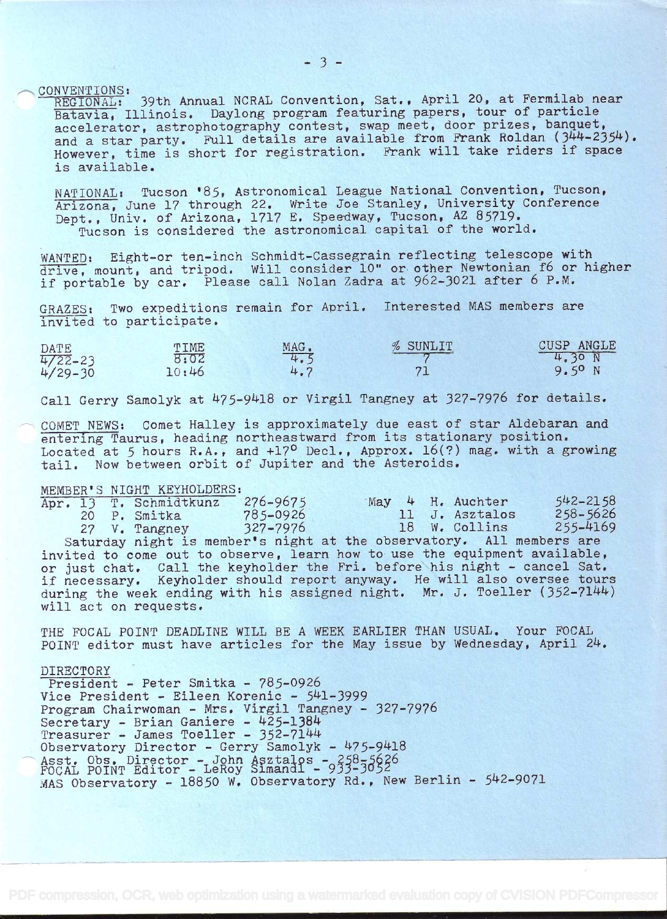CONVENTIONS:

REGIONAL: 39th Annual NCRAL Convention, Sat., April 20, at Fermilab near Batavia, Illinois. Daylong program featuring papers, tour of particle accelerator, astrophotography contest, swap meet, door prizes, banquet, and a star party. Full details are available from Frank Roldan (344-2354). However, time is short for registration. Frank will take riders if space is available.

NATIONAL: Tucson '85, Astronomical League National Convention, Tucson, Arizona, June 17 through 22. Write Joe Stanley, University Conference Dept., Univ. of Arizona, 1717 E. Speedway, Tucson, AZ 85719.
Tucson is considered the astronomical capital of the world.

WANTED: Eight-or ten-inch Schmidt-Cassegrain reflecting telescope with drive, mount, and tripod. Will consider 10" or other Newtonian f6 or higher if portable by car. Please call Nolan Zadra at 962-3021 after 6 P.M.

GRAZES: Two expeditions remain for April. Interested MAS members are invited to participate.

| DATE | TIME | MAG. | % SUNLIT | CUSP ANGLE |
|---|---|---|---|---|
| 4/22-23 | 8:02 | 4.5 | 7 | 4.3° N |
| 4/29-30 | 10:46 | 4.7 | 71 | 9.5° N |

Call Gerry Samolyk at 475-9418 or Virgil Tangney at 327-7976 for details.

COMET NEWS: Comet Halley is approximately due east of star Aldebaran and entering Taurus, heading northeastward from its stationary position. Located at 5 hours R.A., and +17° Decl., Approx. 16(?) mag. with a growing tail. Now between orbit of Jupiter and the Asteroids.

MEMBER'S NIGHT KEYHOLDERS:

| | | | | | |
|---|---|---|---|---|---|
| Apr. 13 | T. Schmidtkunz | 276-9675 | May 4 | H. Auchter | 542-2158 |
| 20 | P. Smitka | 785-0926 | 11 | J. Asztalos | 258-5626 |
| 27 | V. Tangney | 327-7976 | 18 | W. Collins | 255-4169 |

Saturday night is member's night at the observatory. All members are invited to come out to observe, learn how to use the equipment available, or just chat. Call the keyholder the Fri. before his night - cancel Sat. if necessary. Keyholder should report anyway. He will also oversee tours during the week ending with his assigned night. Mr. J. Toeller (352-7144) will act on requests.

THE FOCAL POINT DEADLINE WILL BE A WEEK EARLIER THAN USUAL. Your FOCAL POINT editor must have articles for the May issue by Wednesday, April 24.

DIRECTORY

President - Peter Smitka - 785-0926
Vice President - Eileen Korenic - 541-3999
Program Chairwoman - Mrs. Virgil Tangney - 327-7976
Secretary - Brian Ganiere - 425-1384
Treasurer - James Toeller - 352-7144
Observatory Director - Gerry Samolyk - 475-9418
Asst. Obs. Director - John Asztalos - 258-5626
FOCAL POINT Editor - LeRoy Simandl - 933-3052
MAS Observatory - 18850 W. Observatory Rd., New Berlin - 542-9071